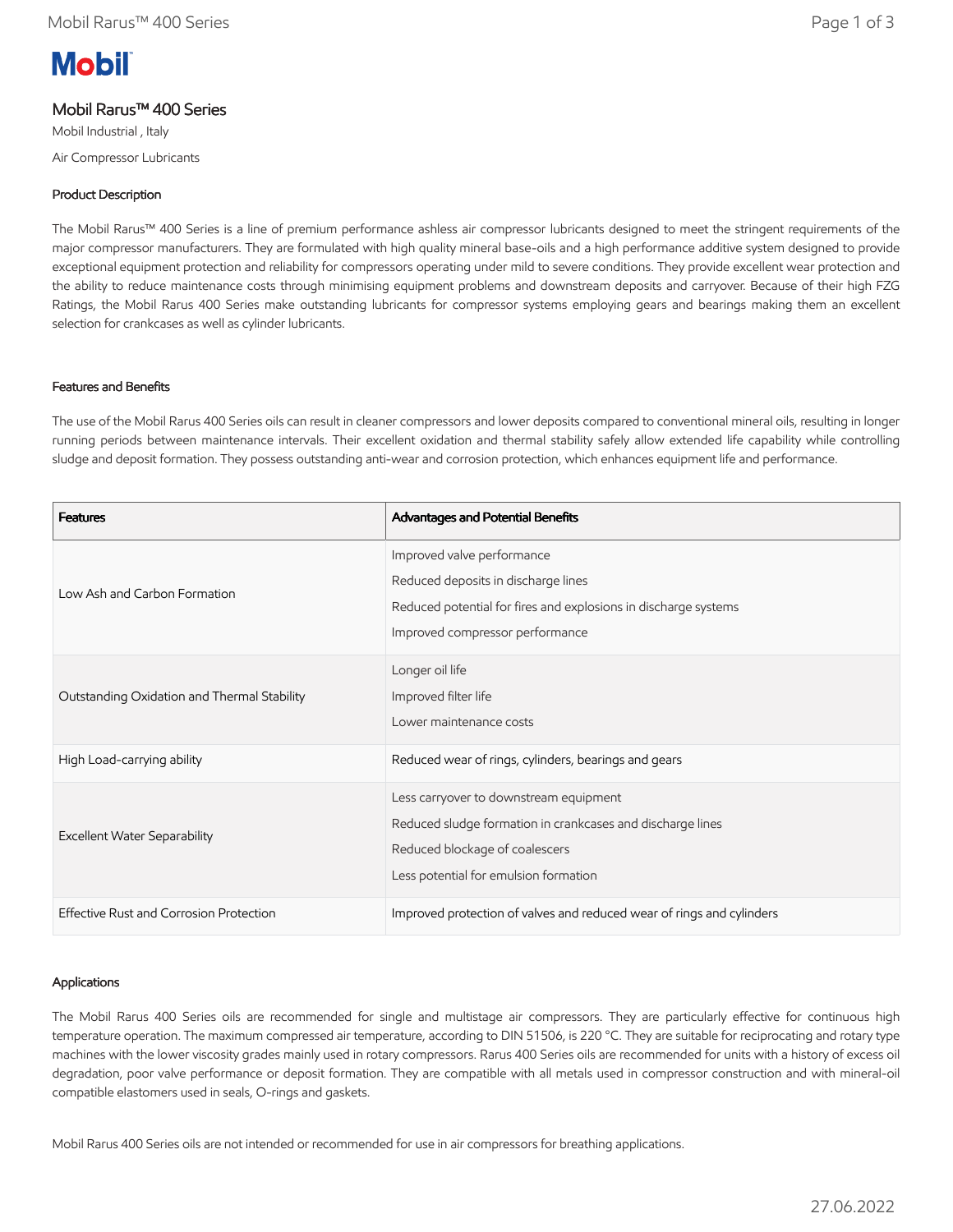Mobil

# Mobil Rarus™ 400 Series

Mobil Industrial , Italy

Air Compressor Lubricants

### Product Description

The Mobil Rarus™ 400 Series is a line of premium performance ashless air compressor lubricants designed to meet the stringent requirements of the major compressor manufacturers. They are formulated with high quality mineral base-oils and a high performance additive system designed to provide exceptional equipment protection and reliability for compressors operating under mild to severe conditions. They provide excellent wear protection and the ability to reduce maintenance costs through minimising equipment problems and downstream deposits and carryover. Because of their high FZG Ratings, the Mobil Rarus 400 Series make outstanding lubricants for compressor systems employing gears and bearings making them an excellent selection for crankcases as well as cylinder lubricants.

### Features and Benefits

The use of the Mobil Rarus 400 Series oils can result in cleaner compressors and lower deposits compared to conventional mineral oils, resulting in longer running periods between maintenance intervals. Their excellent oxidation and thermal stability safely allow extended life capability while controlling sludge and deposit formation. They possess outstanding anti-wear and corrosion protection, which enhances equipment life and performance.

| Features | Advantages and Potential Benefits |
|---|---|
| Low Ash and Carbon Formation | Improved valve performance<br>Reduced deposits in discharge lines<br>Reduced potential for fires and explosions in discharge systems<br>Improved compressor performance |
| Outstanding Oxidation and Thermal Stability | Longer oil life<br>Improved filter life<br>Lower maintenance costs |
| High Load-carrying ability | Reduced wear of rings, cylinders, bearings and gears |
| Excellent Water Separability | Less carryover to downstream equipment<br>Reduced sludge formation in crankcases and discharge lines<br>Reduced blockage of coalescers<br>Less potential for emulsion formation |
| Effective Rust and Corrosion Protection | Improved protection of valves and reduced wear of rings and cylinders |

### Applications

The Mobil Rarus 400 Series oils are recommended for single and multistage air compressors. They are particularly effective for continuous high temperature operation. The maximum compressed air temperature, according to DIN 51506, is 220 °C. They are suitable for reciprocating and rotary type machines with the lower viscosity grades mainly used in rotary compressors. Rarus 400 Series oils are recommended for units with a history of excess oil degradation, poor valve performance or deposit formation. They are compatible with all metals used in compressor construction and with mineral-oil compatible elastomers used in seals, O-rings and gaskets.

Mobil Rarus 400 Series oils are not intended or recommended for use in air compressors for breathing applications.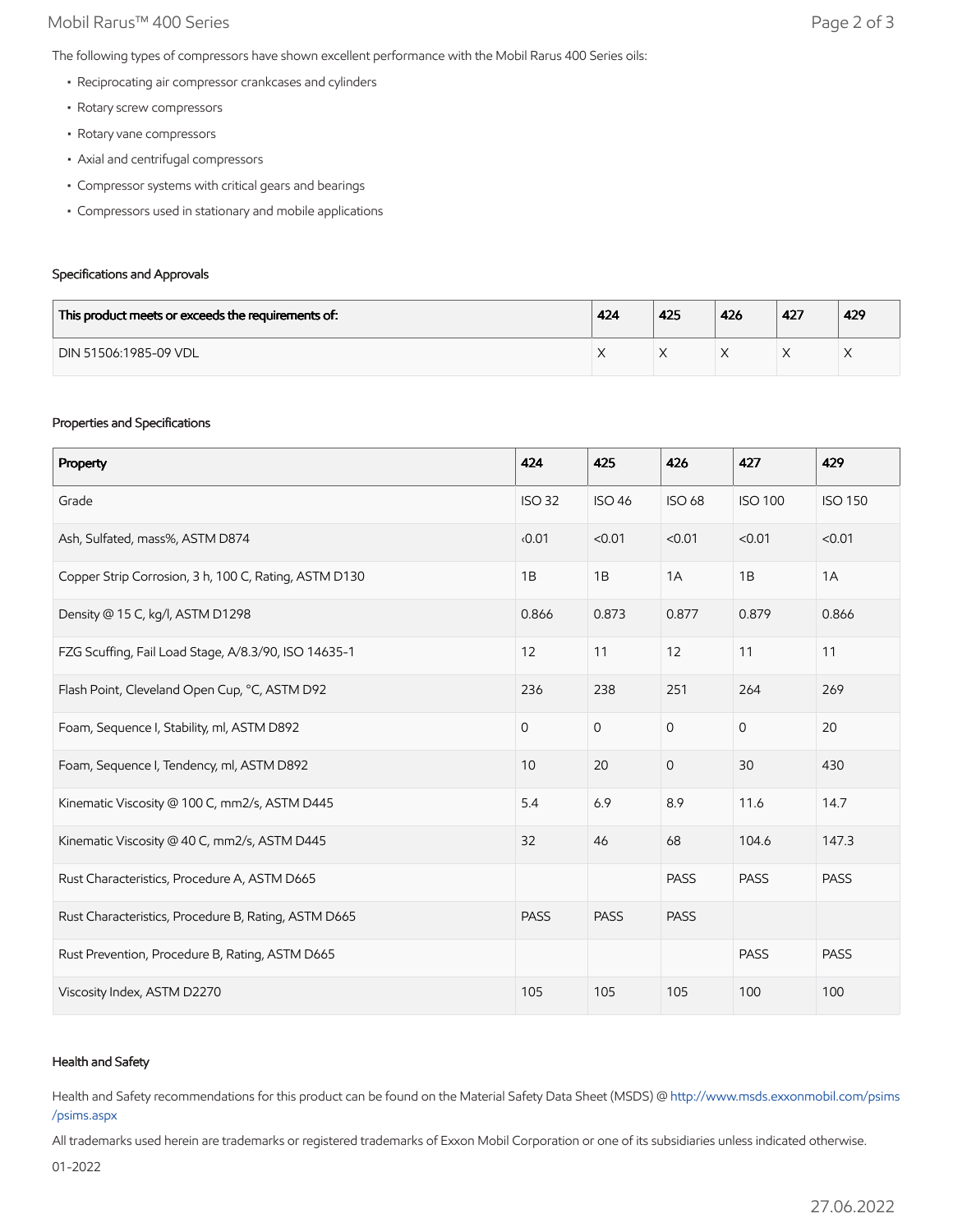The following types of compressors have shown excellent performance with the Mobil Rarus 400 Series oils:

- Reciprocating air compressor crankcases and cylinders
- Rotary screw compressors
- Rotary vane compressors
- Axial and centrifugal compressors
- Compressor systems with critical gears and bearings
- Compressors used in stationary and mobile applications

#### Specifications and Approvals

| This product meets or exceeds the requirements of: | 424 | 425 | 426 | 427 | 429 |
|---|---|---|---|---|---|
| DIN 51506:1985-09 VDL | X | X | X | X | X |

#### Properties and Specifications

| Property | 424 | 425 | 426 | 427 | 429 |
|---|---|---|---|---|---|
| Grade | ISO 32 | ISO 46 | ISO 68 | ISO 100 | ISO 150 |
| Ash, Sulfated, mass%, ASTM D874 | ‹0.01 | <0.01 | <0.01 | <0.01 | <0.01 |
| Copper Strip Corrosion, 3 h, 100 C, Rating, ASTM D130 | 1B | 1B | 1A | 1B | 1A |
| Density @ 15 C, kg/l, ASTM D1298 | 0.866 | 0.873 | 0.877 | 0.879 | 0.866 |
| FZG Scuffing, Fail Load Stage, A/8.3/90, ISO 14635-1 | 12 | 11 | 12 | 11 | 11 |
| Flash Point, Cleveland Open Cup, °C, ASTM D92 | 236 | 238 | 251 | 264 | 269 |
| Foam, Sequence I, Stability, ml, ASTM D892 | 0 | 0 | 0 | 0 | 20 |
| Foam, Sequence I, Tendency, ml, ASTM D892 | 10 | 20 | 0 | 30 | 430 |
| Kinematic Viscosity @ 100 C, mm2/s, ASTM D445 | 5.4 | 6.9 | 8.9 | 11.6 | 14.7 |
| Kinematic Viscosity @ 40 C, mm2/s, ASTM D445 | 32 | 46 | 68 | 104.6 | 147.3 |
| Rust Characteristics, Procedure A, ASTM D665 | | | PASS | PASS | PASS |
| Rust Characteristics, Procedure B, Rating, ASTM D665 | PASS | PASS | PASS | | |
| Rust Prevention, Procedure B, Rating, ASTM D665 | | | | PASS | PASS |
| Viscosity Index, ASTM D2270 | 105 | 105 | 105 | 100 | 100 |

#### Health and Safety

Health and Safety recommendations for this product can be found on the Material Safety Data Sheet (MSDS) @ http://www.msds.exxonmobil.com/psims/psims.aspx

All trademarks used herein are trademarks or registered trademarks of Exxon Mobil Corporation or one of its subsidiaries unless indicated otherwise.

01-2022

27.06.2022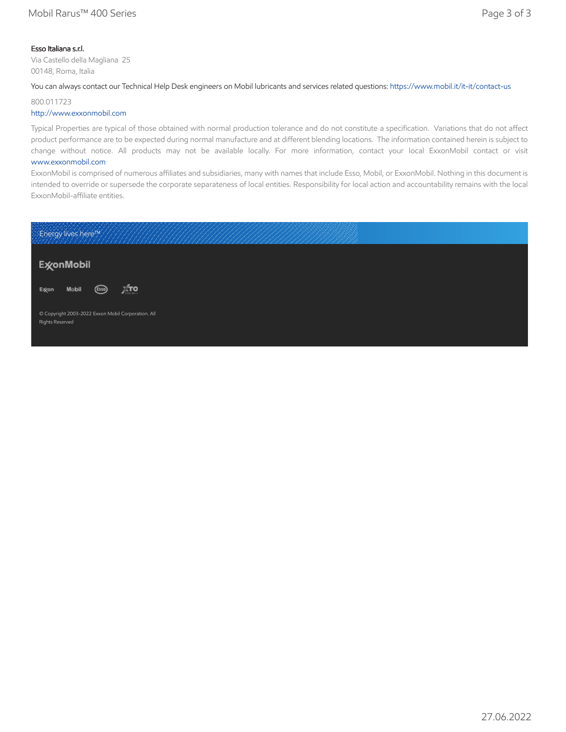**Esso Italiana s.r.l.**
Via Castello della Magliana 25
00148, Roma, Italia

You can always contact our Technical Help Desk engineers on Mobil lubricants and services related questions: https://www.mobil.it/it-it/contact-us

800.011723
http://www.exxonmobil.com

Typical Properties are typical of those obtained with normal production tolerance and do not constitute a specification. Variations that do not affect product performance are to be expected during normal manufacture and at different blending locations. The information contained herein is subject to change without notice. All products may not be available locally. For more information, contact your local ExxonMobil contact or visit www.exxonmobil.com

ExxonMobil is comprised of numerous affiliates and subsidiaries, many with names that include Esso, Mobil, or ExxonMobil. Nothing in this document is intended to override or supersede the corporate separateness of local entities. Responsibility for local action and accountability remains with the local ExxonMobil-affiliate entities.

Energy lives here™

ExxonMobil

Exxon Mobil Esso XTO

© Copyright 2003-2022 Exxon Mobil Corporation. All Rights Reserved

27.06.2022